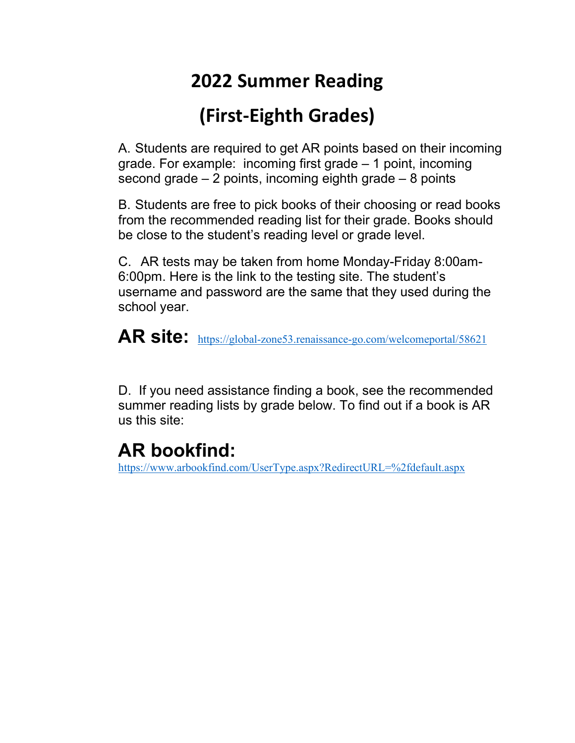# 2022 Summer Reading

# (First-Eighth Grades)

A. Students are required to get AR points based on their incoming grade. For example: incoming first grade – 1 point, incoming second grade – 2 points, incoming eighth grade – 8 points

B. Students are free to pick books of their choosing or read books from the recommended reading list for their grade. Books should be close to the student's reading level or grade level.

C. AR tests may be taken from home Monday-Friday 8:00am-6:00pm. Here is the link to the testing site. The student's username and password are the same that they used during the school year.

## AR site: https://global-zone53.renaissance-go.com/welcomeportal/58621

D. If you need assistance finding a book, see the recommended summer reading lists by grade below. To find out if a book is AR us this site:

## AR bookfind:

https://www.arbookfind.com/UserType.aspx?RedirectURL=%2fdefault.aspx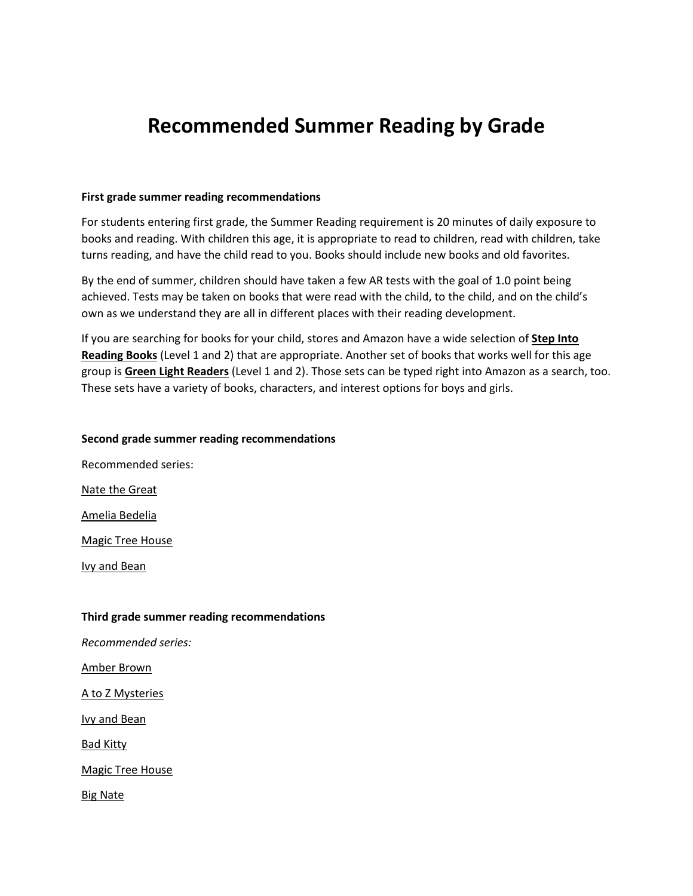# Recommended Summer Reading by Grade

**First grade summer reading recommendations**

For students entering first grade, the Summer Reading requirement is 20 minutes of daily exposure to books and reading. With children this age, it is appropriate to read to children, read with children, take turns reading, and have the child read to you. Books should include new books and old favorites.

By the end of summer, children should have taken a few AR tests with the goal of 1.0 point being achieved. Tests may be taken on books that were read with the child, to the child, and on the child's own as we understand they are all in different places with their reading development.

If you are searching for books for your child, stores and Amazon have a wide selection of **Step Into Reading Books** (Level 1 and 2) that are appropriate. Another set of books that works well for this age group is **Green Light Readers** (Level 1 and 2). Those sets can be typed right into Amazon as a search, too. These sets have a variety of books, characters, and interest options for boys and girls.

**Second grade summer reading recommendations**

Recommended series:

Nate the Great

Amelia Bedelia

Magic Tree House

Ivy and Bean

**Third grade summer reading recommendations**

*Recommended series:*

Amber Brown

A to Z Mysteries

Ivy and Bean

Bad Kitty

Magic Tree House

Big Nate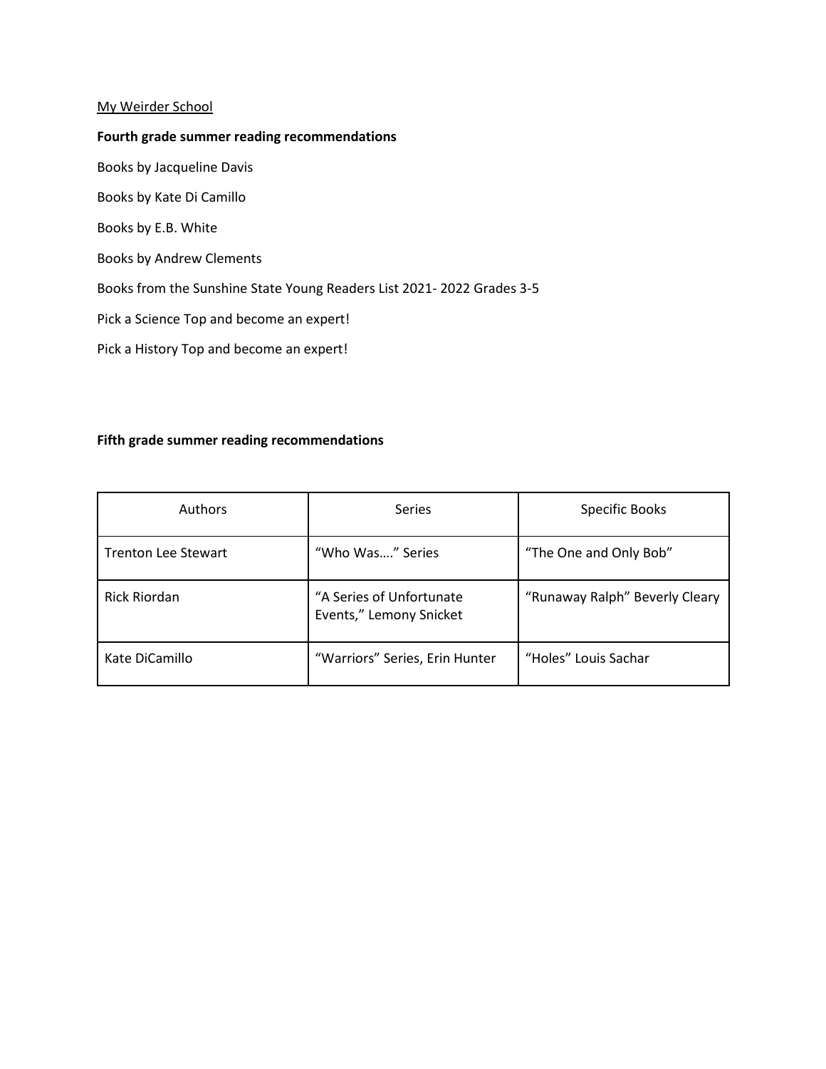<u>My Weirder School</u>

**Fourth grade summer reading recommendations**

Books by Jacqueline Davis

Books by Kate Di Camillo

Books by E.B. White

Books by Andrew Clements

Books from the Sunshine State Young Readers List 2021- 2022 Grades 3-5

Pick a Science Top and become an expert!

Pick a History Top and become an expert!

**Fifth grade summer reading recommendations**

| Authors | Series | Specific Books |
| --- | --- | --- |
| Trenton Lee Stewart | "Who Was…." Series | "The One and Only Bob" |
| Rick Riordan | "A Series of Unfortunate Events," Lemony Snicket | "Runaway Ralph" Beverly Cleary |
| Kate DiCamillo | "Warriors" Series, Erin Hunter | "Holes" Louis Sachar |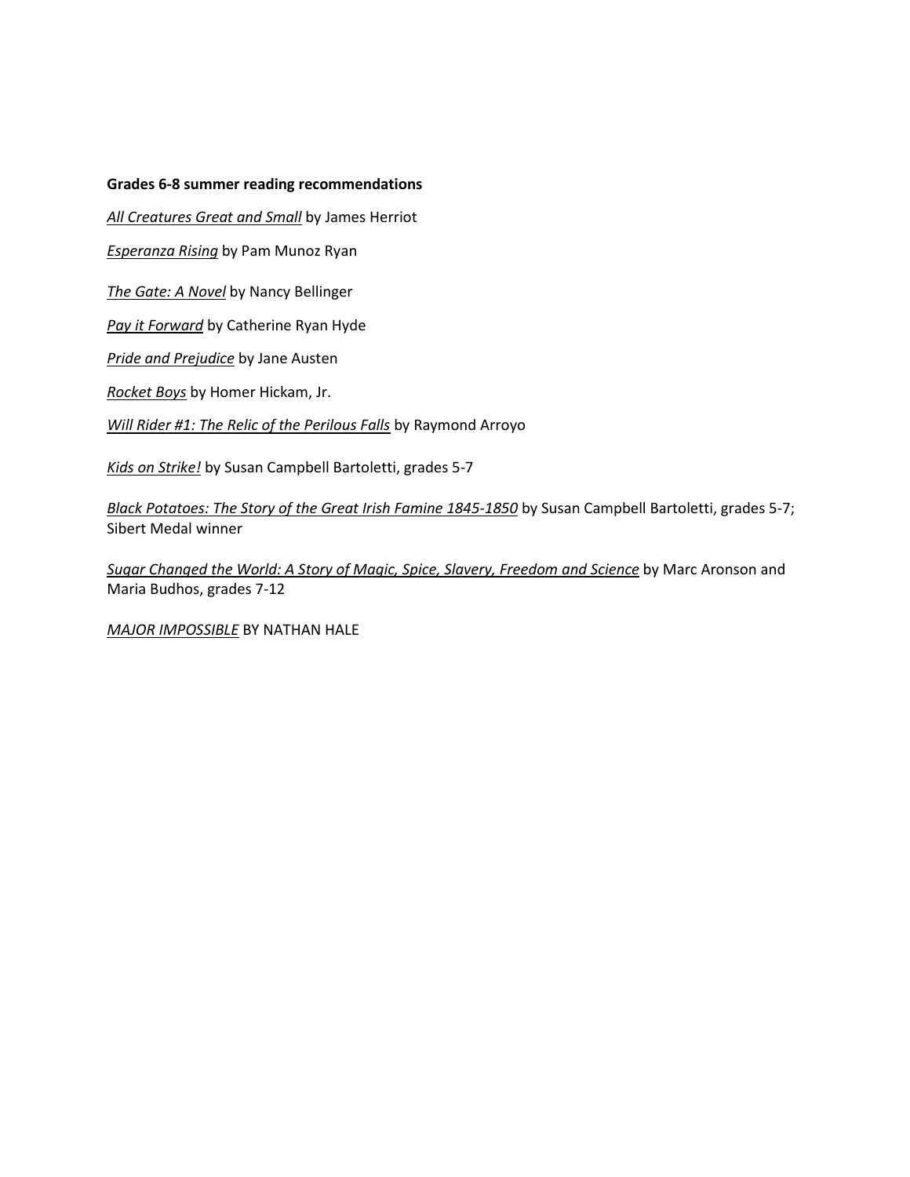**Grades 6-8 summer reading recommendations**

*All Creatures Great and Small* by James Herriot

*Esperanza Rising* by Pam Munoz Ryan

*The Gate: A Novel* by Nancy Bellinger

*Pay it Forward* by Catherine Ryan Hyde

*Pride and Prejudice* by Jane Austen

*Rocket Boys* by Homer Hickam, Jr.

*Will Rider #1: The Relic of the Perilous Falls* by Raymond Arroyo

*Kids on Strike!* by Susan Campbell Bartoletti, grades 5-7

*Black Potatoes: The Story of the Great Irish Famine 1845-1850* by Susan Campbell Bartoletti, grades 5-7; Sibert Medal winner

*Sugar Changed the World: A Story of Magic, Spice, Slavery, Freedom and Science* by Marc Aronson and Maria Budhos, grades 7-12

*MAJOR IMPOSSIBLE* BY NATHAN HALE